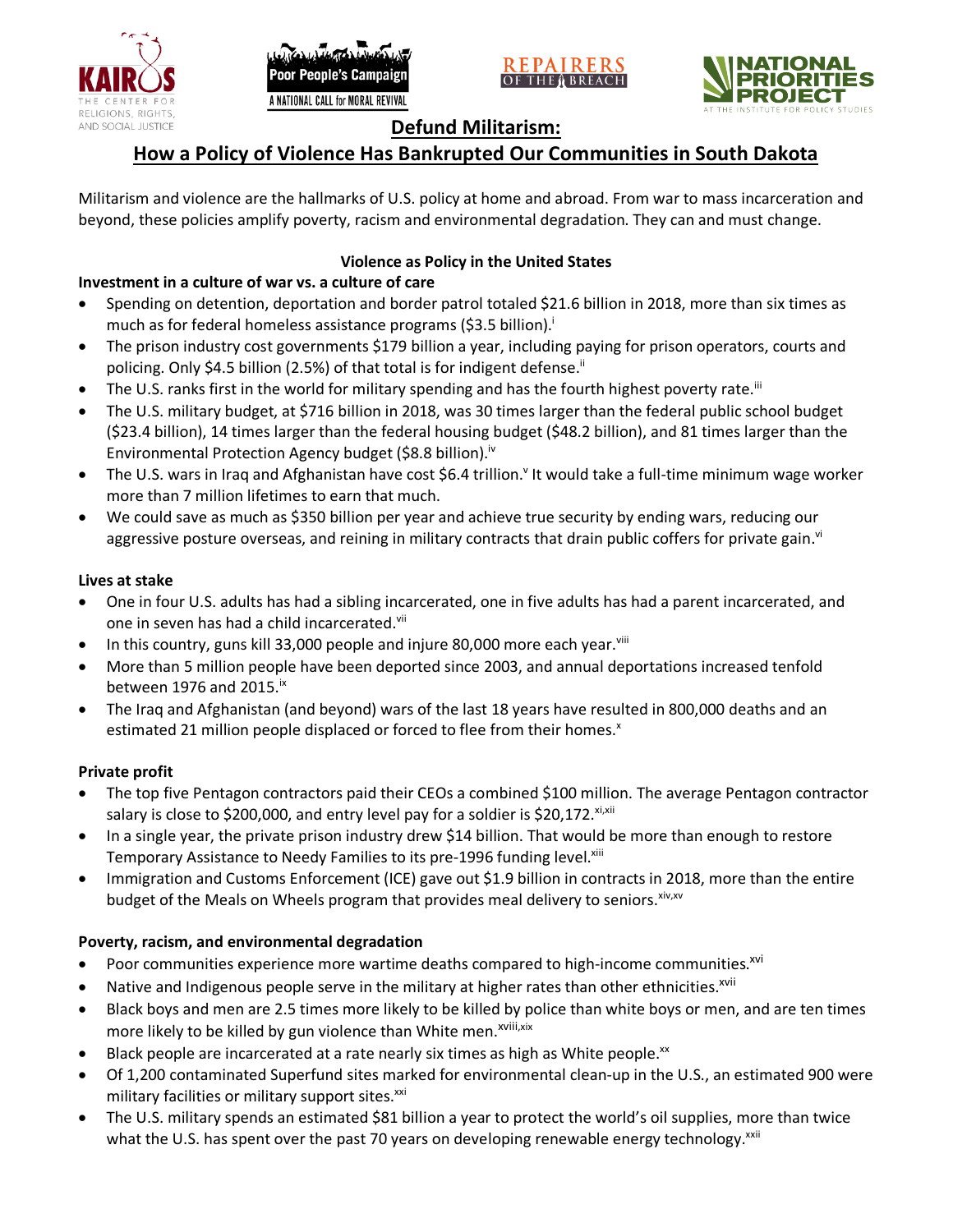# Defund Militarism:

## How a Policy of Violence Has Bankrupted Our Communities in South Dakota

Militarism and violence are the hallmarks of U.S. policy at home and abroad. From war to mass incarceration and beyond, these policies amplify poverty, racism and environmental degradation. They can and must change.

### Violence as Policy in the United States

**Investment in a culture of war vs. a culture of care**

- Spending on detention, deportation and border patrol totaled $21.6 billion in 2018, more than six times as much as for federal homeless assistance programs ($3.5 billion).[i]
- The prison industry cost governments $179 billion a year, including paying for prison operators, courts and policing. Only $4.5 billion (2.5%) of that total is for indigent defense.[ii]
- The U.S. ranks first in the world for military spending and has the fourth highest poverty rate.[iii]
- The U.S. military budget, at $716 billion in 2018, was 30 times larger than the federal public school budget ($23.4 billion), 14 times larger than the federal housing budget ($48.2 billion), and 81 times larger than the Environmental Protection Agency budget ($8.8 billion).[iv]
- The U.S. wars in Iraq and Afghanistan have cost $6.4 trillion.[v] It would take a full-time minimum wage worker more than 7 million lifetimes to earn that much.
- We could save as much as $350 billion per year and achieve true security by ending wars, reducing our aggressive posture overseas, and reining in military contracts that drain public coffers for private gain.[vi]

**Lives at stake**

- One in four U.S. adults has had a sibling incarcerated, one in five adults has had a parent incarcerated, and one in seven has had a child incarcerated.[vii]
- In this country, guns kill 33,000 people and injure 80,000 more each year.[viii]
- More than 5 million people have been deported since 2003, and annual deportations increased tenfold between 1976 and 2015.[ix]
- The Iraq and Afghanistan (and beyond) wars of the last 18 years have resulted in 800,000 deaths and an estimated 21 million people displaced or forced to flee from their homes.[x]

**Private profit**

- The top five Pentagon contractors paid their CEOs a combined $100 million. The average Pentagon contractor salary is close to $200,000, and entry level pay for a soldier is $20,172.[xi,xii]
- In a single year, the private prison industry drew $14 billion. That would be more than enough to restore Temporary Assistance to Needy Families to its pre-1996 funding level.[xiii]
- Immigration and Customs Enforcement (ICE) gave out $1.9 billion in contracts in 2018, more than the entire budget of the Meals on Wheels program that provides meal delivery to seniors.[xiv,xv]

**Poverty, racism, and environmental degradation**

- Poor communities experience more wartime deaths compared to high-income communities.[xvi]
- Native and Indigenous people serve in the military at higher rates than other ethnicities.[xvii]
- Black boys and men are 2.5 times more likely to be killed by police than white boys or men, and are ten times more likely to be killed by gun violence than White men.[xviii,xix]
- Black people are incarcerated at a rate nearly six times as high as White people.[xx]
- Of 1,200 contaminated Superfund sites marked for environmental clean-up in the U.S., an estimated 900 were military facilities or military support sites.[xxi]
- The U.S. military spends an estimated $81 billion a year to protect the world's oil supplies, more than twice what the U.S. has spent over the past 70 years on developing renewable energy technology.[xxii]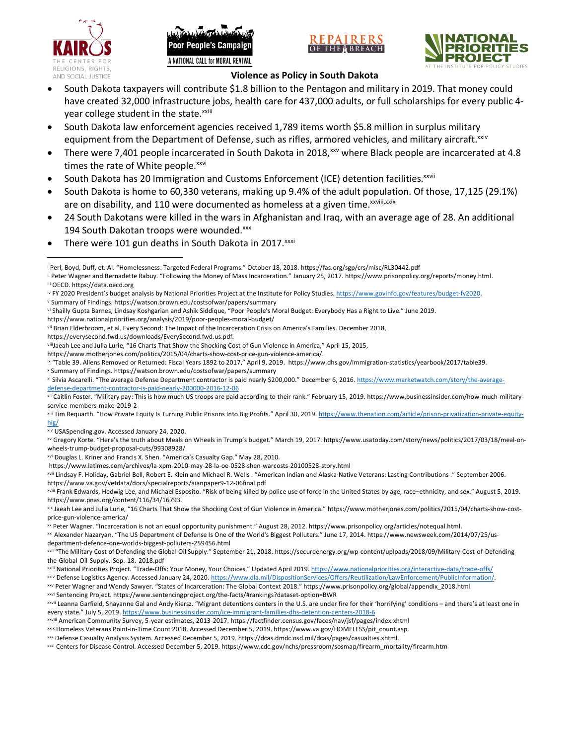KAIROS THE CENTER FOR RELIGIONS, RIGHTS, AND SOCIAL JUSTICE

Poor People's Campaign A NATIONAL CALL for MORAL REVIVAL

REPAIRERS OF THE BREACH

NATIONAL PRIORITIES PROJECT AT THE INSTITUTE FOR POLICY STUDIES

## Violence as Policy in South Dakota

- South Dakota taxpayers will contribute $1.8 billion to the Pentagon and military in 2019. That money could have created 32,000 infrastructure jobs, health care for 437,000 adults, or full scholarships for every public 4-year college student in the state.[xxiii]
- South Dakota law enforcement agencies received 1,789 items worth $5.8 million in surplus military equipment from the Department of Defense, such as rifles, armored vehicles, and military aircraft.[xxiv]
- There were 7,401 people incarcerated in South Dakota in 2018,[xxv] where Black people are incarcerated at 4.8 times the rate of White people.[xxvi]
- South Dakota has 20 Immigration and Customs Enforcement (ICE) detention facilities.[xxvii]
- South Dakota is home to 60,330 veterans, making up 9.4% of the adult population. Of those, 17,125 (29.1%) are on disability, and 110 were documented as homeless at a given time.[xxviii,xxix]
- 24 South Dakotans were killed in the wars in Afghanistan and Iraq, with an average age of 28. An additional 194 South Dakotan troops were wounded.[xxx]
- There were 101 gun deaths in South Dakota in 2017.[xxxi]

---

[i] Perl, Boyd, Duff, et. Al. "Homelessness: Targeted Federal Programs." October 18, 2018. https://fas.org/sgp/crs/misc/RL30442.pdf
[ii] Peter Wagner and Bernadette Rabuy. "Following the Money of Mass Incarceration." January 25, 2017. https://www.prisonpolicy.org/reports/money.html.
[iii] OECD. https://data.oecd.org
[iv] FY 2020 President's budget analysis by National Priorities Project at the Institute for Policy Studies. https://www.govinfo.gov/features/budget-fy2020.
[v] Summary of Findings. https://watson.brown.edu/costsofwar/papers/summary
[vi] Shailly Gupta Barnes, Lindsay Koshgarian and Ashik Siddique, "Poor People's Moral Budget: Everybody Has a Right to Live." June 2019. https://www.nationalpriorities.org/analysis/2019/poor-peoples-moral-budget/
[vii] Brian Elderbroom, et al. Every Second: The Impact of the Incarceration Crisis on America's Families. December 2018, https://everysecond.fwd.us/downloads/EverySecond.fwd.us.pdf.
[viii] Jaeah Lee and Julia Lurie, "16 Charts That Show the Shocking Cost of Gun Violence in America," April 15, 2015, https://www.motherjones.com/politics/2015/04/charts-show-cost-price-gun-violence-america/.
[ix] "Table 39. Aliens Removed or Returned: Fiscal Years 1892 to 2017," April 9, 2019. https://www.dhs.gov/immigration-statistics/yearbook/2017/table39.
[x] Summary of Findings. https://watson.brown.edu/costsofwar/papers/summary
[xi] Silvia Ascarelli. "The average Defense Department contractor is paid nearly $200,000." December 6, 2016. https://www.marketwatch.com/story/the-average-defense-department-contractor-is-paid-nearly-200000-2016-12-06
[xii] Caitlin Foster. "Military pay: This is how much US troops are paid according to their rank." February 15, 2019. https://www.businessinsider.com/how-much-military-service-members-make-2019-2
[xiii] Tim Requarth. "How Private Equity Is Turning Public Prisons Into Big Profits." April 30, 2019. https://www.thenation.com/article/prison-privatization-private-equity-hig/
[xiv] USASpending.gov. Accessed January 24, 2020.
[xv] Gregory Korte. "Here's the truth about Meals on Wheels in Trump's budget." March 19, 2017. https://www.usatoday.com/story/news/politics/2017/03/18/meal-on-wheels-trump-budget-proposal-cuts/99308928/
[xvi] Douglas L. Kriner and Francis X. Shen. "America's Casualty Gap." May 28, 2010. https://www.latimes.com/archives/la-xpm-2010-may-28-la-oe-0528-shen-warcosts-20100528-story.html
[xvii] Lindsay F. Holiday, Gabriel Bell, Robert E. Klein and Michael R. Wells . "American Indian and Alaska Native Veterans: Lasting Contributions ." September 2006. https://www.va.gov/vetdata/docs/specialreports/aianpaper9-12-06final.pdf
[xviii] Frank Edwards, Hedwig Lee, and Michael Esposito. "Risk of being killed by police use of force in the United States by age, race–ethnicity, and sex." August 5, 2019. https://www.pnas.org/content/116/34/16793.
[xix] Jaeah Lee and Julia Lurie, "16 Charts That Show the Shocking Cost of Gun Violence in America." https://www.motherjones.com/politics/2015/04/charts-show-cost-price-gun-violence-america/
[xx] Peter Wagner. "Incarceration is not an equal opportunity punishment." August 28, 2012. https://www.prisonpolicy.org/articles/notequal.html.
[xxi] Alexander Nazaryan. "The US Department of Defense Is One of the World's Biggest Polluters." June 17, 2014. https://www.newsweek.com/2014/07/25/us-department-defence-one-worlds-biggest-polluters-259456.html
[xxii] "The Military Cost of Defending the Global Oil Supply." September 21, 2018. https://secureenergy.org/wp-content/uploads/2018/09/Military-Cost-of-Defending-the-Global-Oil-Supply.-Sep.-18.-2018.pdf
[xxiii] National Priorities Project. "Trade-Offs: Your Money, Your Choices." Updated April 2019. https://www.nationalpriorities.org/interactive-data/trade-offs/
[xxiv] Defense Logistics Agency. Accessed January 24, 2020. https://www.dla.mil/DispositionServices/Offers/Reutilization/LawEnforcement/PublicInformation/.
[xxv] Peter Wagner and Wendy Sawyer. "States of Incarceration: The Global Context 2018." https://www.prisonpolicy.org/global/appendix_2018.html
[xxvi] Sentencing Project. https://www.sentencingproject.org/the-facts/#rankings?dataset-option=BWR
[xxvii] Leanna Garfield, Shayanne Gal and Andy Kiersz. "Migrant detentions centers in the U.S. are under fire for their 'horrifying' conditions – and there's at least one in every state." July 5, 2019. https://www.businessinsider.com/ice-immigrant-families-dhs-detention-centers-2018-6
[xxviii] American Community Survey, 5-year estimates, 2013-2017. https://factfinder.census.gov/faces/nav/jsf/pages/index.xhtml
[xxix] Homeless Veterans Point-in-Time Count 2018. Accessed December 5, 2019. https://www.va.gov/HOMELESS/pit_count.asp.
[xxx] Defense Casualty Analysis System. Accessed December 5, 2019. https://dcas.dmdc.osd.mil/dcas/pages/casualties.xhtml.
[xxxi] Centers for Disease Control. Accessed December 5, 2019. https://www.cdc.gov/nchs/pressroom/sosmap/firearm_mortality/firearm.htm